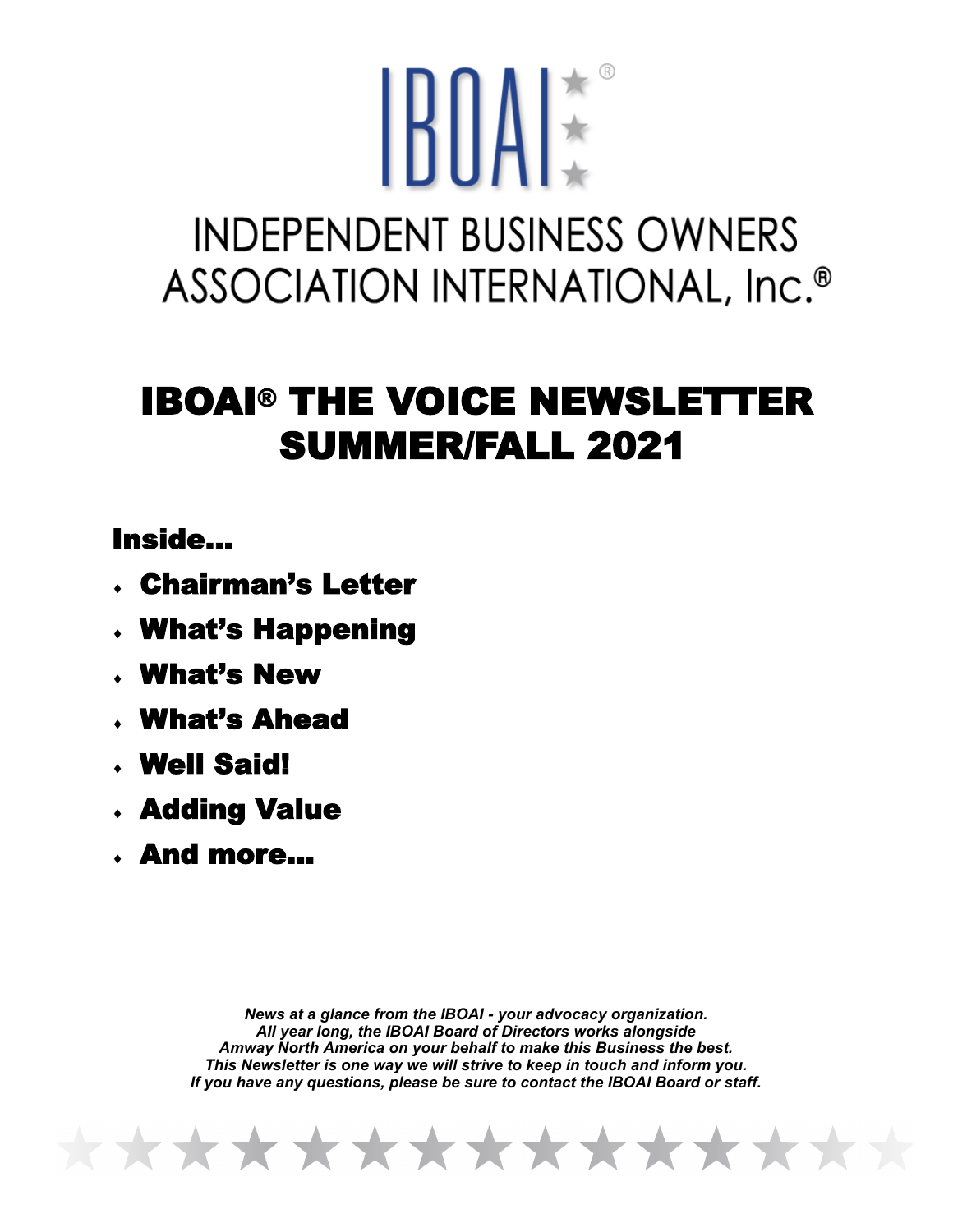# IBOAI®

## INDEPENDENT BUSINESS OWNERS ASSOCIATION INTERNATIONAL, Inc.®

# IBOAI® THE VOICE NEWSLETTER SUMMER/FALL 2021

## Inside...

- **Chairman's Letter**
- **What's Happening**
- **What's New**
- **What's Ahead**
- **Well Said!**
- **Adding Value**
- **And more...**

*News at a glance from the IBOAI - your advocacy organization.*
*All year long, the IBOAI Board of Directors works alongside*
*Amway North America on your behalf to make this Business the best.*
*This Newsletter is one way we will strive to keep in touch and inform you.*
*If you have any questions, please be sure to contact the IBOAI Board or staff.*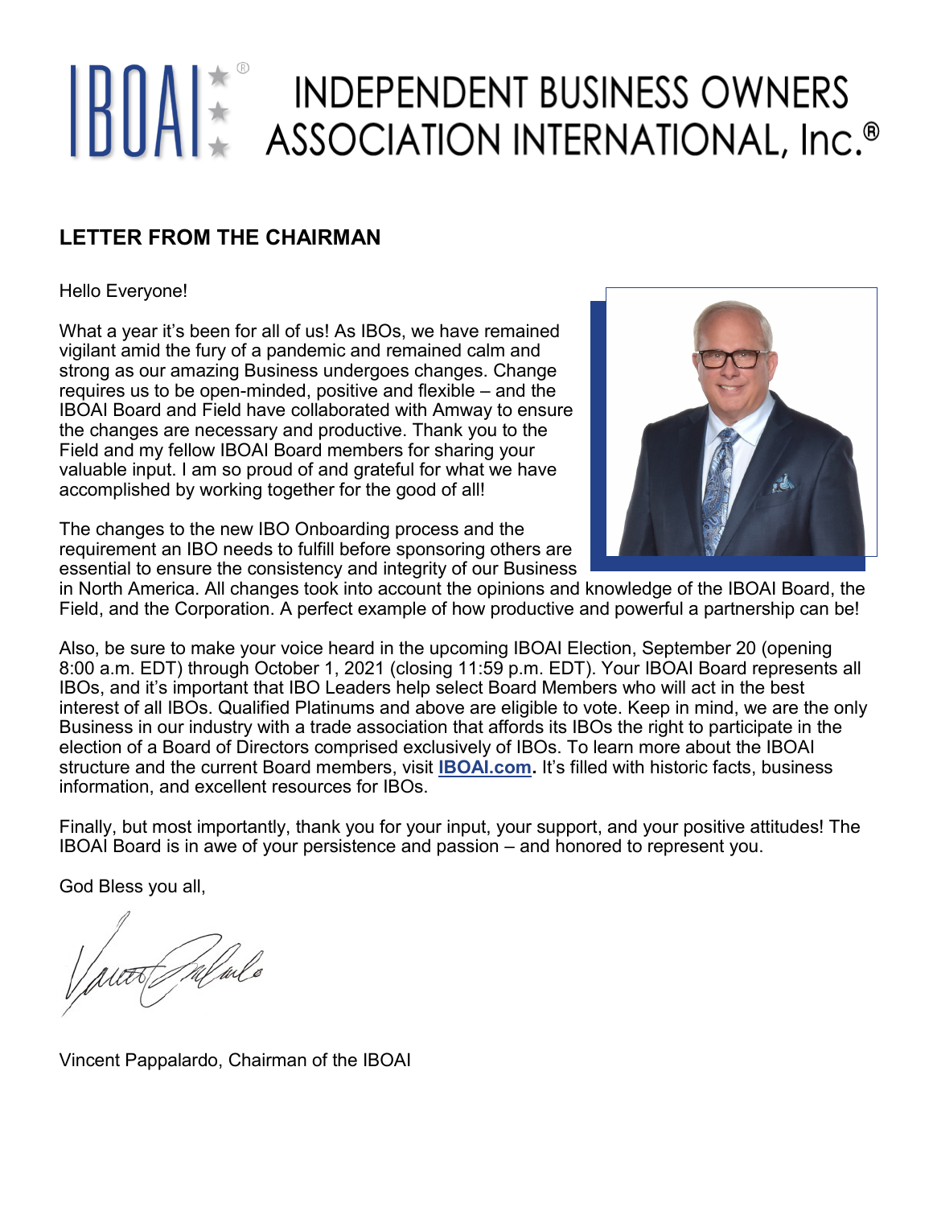# INDEPENDENT BUSINESS OWNERS ASSOCIATION INTERNATIONAL, Inc.®

## LETTER FROM THE CHAIRMAN

Hello Everyone!

What a year it's been for all of us! As IBOs, we have remained vigilant amid the fury of a pandemic and remained calm and strong as our amazing Business undergoes changes. Change requires us to be open-minded, positive and flexible – and the IBOAI Board and Field have collaborated with Amway to ensure the changes are necessary and productive. Thank you to the Field and my fellow IBOAI Board members for sharing your valuable input. I am so proud of and grateful for what we have accomplished by working together for the good of all!

The changes to the new IBO Onboarding process and the requirement an IBO needs to fulfill before sponsoring others are essential to ensure the consistency and integrity of our Business in North America. All changes took into account the opinions and knowledge of the IBOAI Board, the Field, and the Corporation. A perfect example of how productive and powerful a partnership can be!

Also, be sure to make your voice heard in the upcoming IBOAI Election, September 20 (opening 8:00 a.m. EDT) through October 1, 2021 (closing 11:59 p.m. EDT). Your IBOAI Board represents all IBOs, and it's important that IBO Leaders help select Board Members who will act in the best interest of all IBOs. Qualified Platinums and above are eligible to vote. Keep in mind, we are the only Business in our industry with a trade association that affords its IBOs the right to participate in the election of a Board of Directors comprised exclusively of IBOs. To learn more about the IBOAI structure and the current Board members, visit **IBOAI.com.** It's filled with historic facts, business information, and excellent resources for IBOs.

Finally, but most importantly, thank you for your input, your support, and your positive attitudes! The IBOAI Board is in awe of your persistence and passion – and honored to represent you.

God Bless you all,

Vincent Pappalardo, Chairman of the IBOAI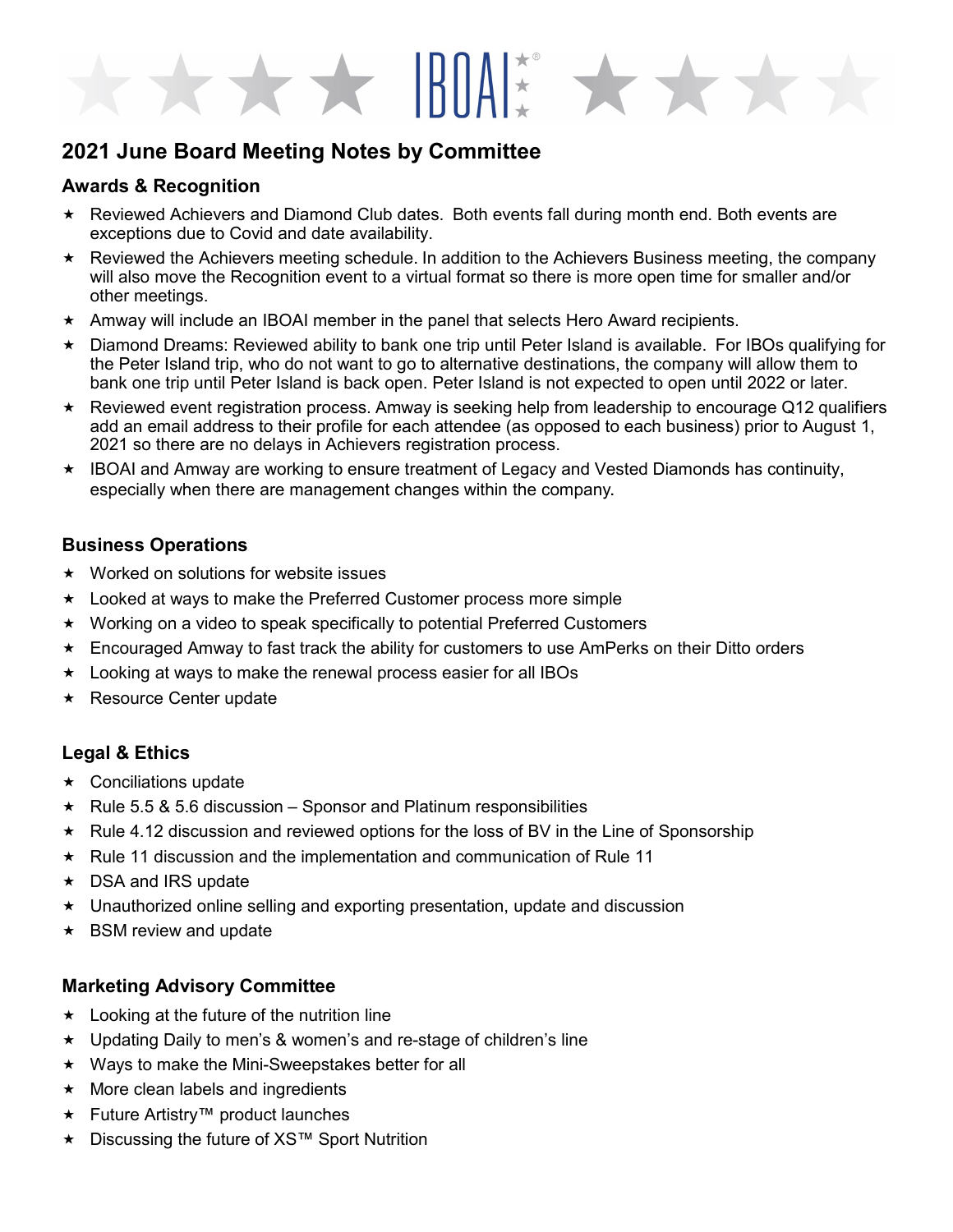## 2021 June Board Meeting Notes by Committee

### Awards & Recognition

- Reviewed Achievers and Diamond Club dates. Both events fall during month end. Both events are exceptions due to Covid and date availability.
- Reviewed the Achievers meeting schedule. In addition to the Achievers Business meeting, the company will also move the Recognition event to a virtual format so there is more open time for smaller and/or other meetings.
- Amway will include an IBOAI member in the panel that selects Hero Award recipients.
- Diamond Dreams: Reviewed ability to bank one trip until Peter Island is available. For IBOs qualifying for the Peter Island trip, who do not want to go to alternative destinations, the company will allow them to bank one trip until Peter Island is back open. Peter Island is not expected to open until 2022 or later.
- Reviewed event registration process. Amway is seeking help from leadership to encourage Q12 qualifiers add an email address to their profile for each attendee (as opposed to each business) prior to August 1, 2021 so there are no delays in Achievers registration process.
- IBOAI and Amway are working to ensure treatment of Legacy and Vested Diamonds has continuity, especially when there are management changes within the company.

### Business Operations

- Worked on solutions for website issues
- Looked at ways to make the Preferred Customer process more simple
- Working on a video to speak specifically to potential Preferred Customers
- Encouraged Amway to fast track the ability for customers to use AmPerks on their Ditto orders
- Looking at ways to make the renewal process easier for all IBOs
- Resource Center update

### Legal & Ethics

- Conciliations update
- Rule 5.5 & 5.6 discussion – Sponsor and Platinum responsibilities
- Rule 4.12 discussion and reviewed options for the loss of BV in the Line of Sponsorship
- Rule 11 discussion and the implementation and communication of Rule 11
- DSA and IRS update
- Unauthorized online selling and exporting presentation, update and discussion
- BSM review and update

### Marketing Advisory Committee

- Looking at the future of the nutrition line
- Updating Daily to men's & women's and re-stage of children's line
- Ways to make the Mini-Sweepstakes better for all
- More clean labels and ingredients
- Future Artistry™ product launches
- Discussing the future of XS™ Sport Nutrition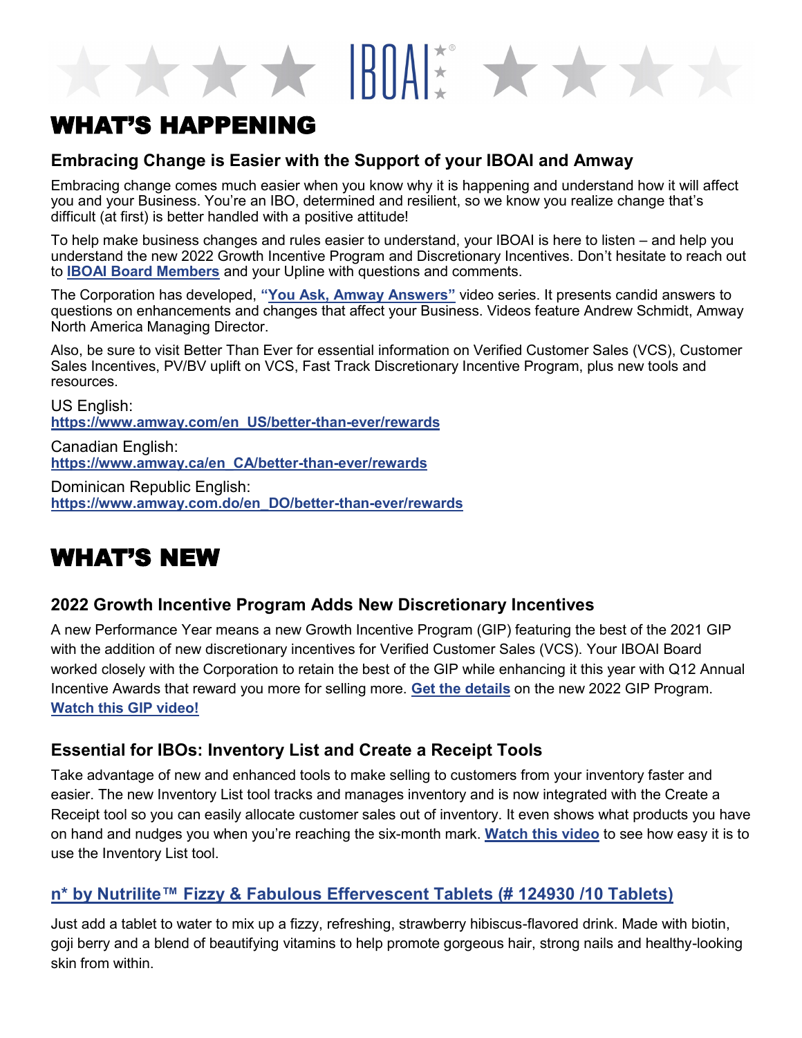# WHAT'S HAPPENING

## Embracing Change is Easier with the Support of your IBOAI and Amway

Embracing change comes much easier when you know why it is happening and understand how it will affect you and your Business. You're an IBO, determined and resilient, so we know you realize change that's difficult (at first) is better handled with a positive attitude!

To help make business changes and rules easier to understand, your IBOAI is here to listen – and help you understand the new 2022 Growth Incentive Program and Discretionary Incentives. Don't hesitate to reach out to **IBOAI Board Members** and your Upline with questions and comments.

The Corporation has developed, **"You Ask, Amway Answers"** video series. It presents candid answers to questions on enhancements and changes that affect your Business. Videos feature Andrew Schmidt, Amway North America Managing Director.

Also, be sure to visit Better Than Ever for essential information on Verified Customer Sales (VCS), Customer Sales Incentives, PV/BV uplift on VCS, Fast Track Discretionary Incentive Program, plus new tools and resources.

US English:
**https://www.amway.com/en_US/better-than-ever/rewards**

Canadian English:
**https://www.amway.ca/en_CA/better-than-ever/rewards**

Dominican Republic English:
**https://www.amway.com.do/en_DO/better-than-ever/rewards**

# WHAT'S NEW

## 2022 Growth Incentive Program Adds New Discretionary Incentives

A new Performance Year means a new Growth Incentive Program (GIP) featuring the best of the 2021 GIP with the addition of new discretionary incentives for Verified Customer Sales (VCS). Your IBOAI Board worked closely with the Corporation to retain the best of the GIP while enhancing it this year with Q12 Annual Incentive Awards that reward you more for selling more. **Get the details** on the new 2022 GIP Program. **Watch this GIP video!**

## Essential for IBOs: Inventory List and Create a Receipt Tools

Take advantage of new and enhanced tools to make selling to customers from your inventory faster and easier. The new Inventory List tool tracks and manages inventory and is now integrated with the Create a Receipt tool so you can easily allocate customer sales out of inventory. It even shows what products you have on hand and nudges you when you're reaching the six-month mark. **Watch this video** to see how easy it is to use the Inventory List tool.

## n* by Nutrilite™ Fizzy & Fabulous Effervescent Tablets (# 124930 /10 Tablets)

Just add a tablet to water to mix up a fizzy, refreshing, strawberry hibiscus-flavored drink. Made with biotin, goji berry and a blend of beautifying vitamins to help promote gorgeous hair, strong nails and healthy-looking skin from within.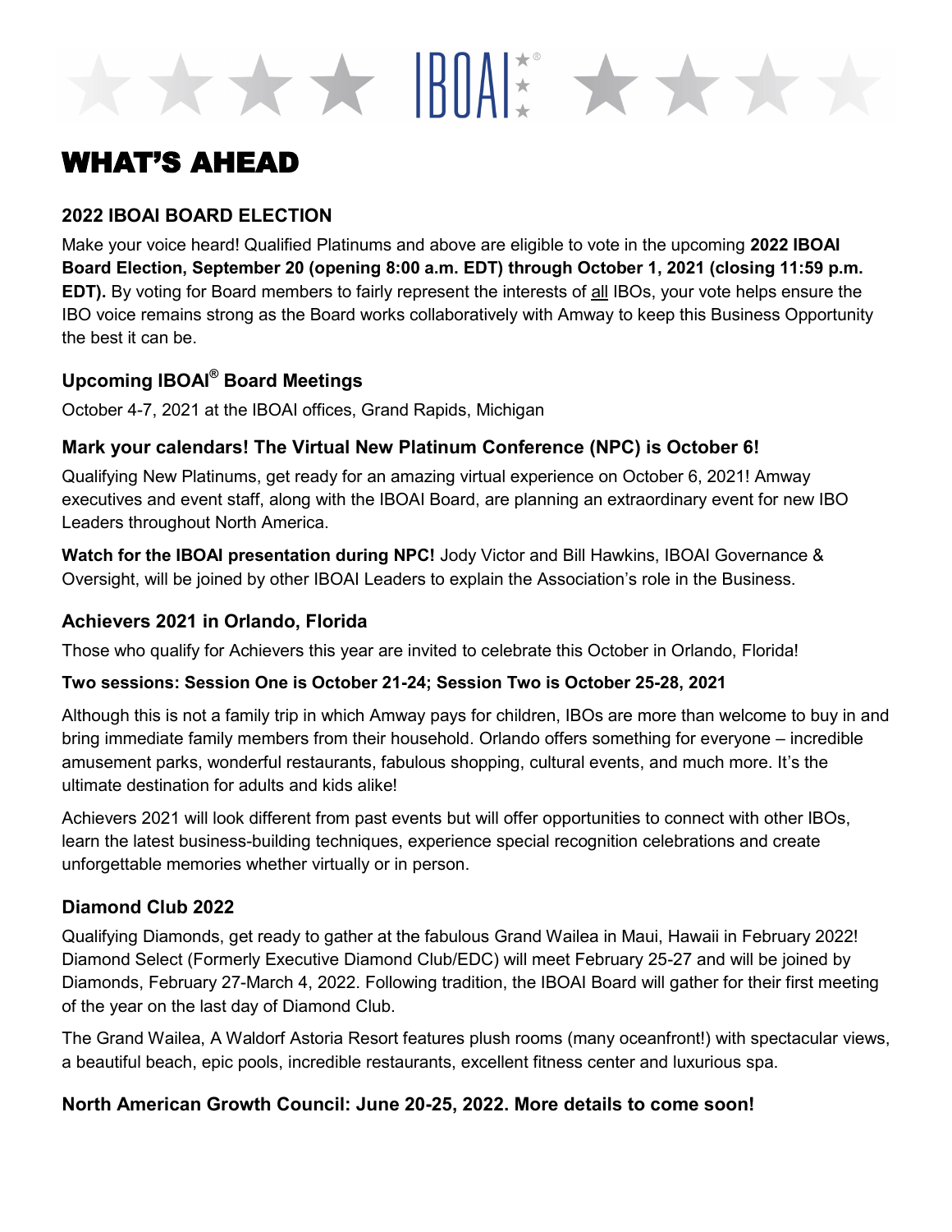# WHAT'S AHEAD

### 2022 IBOAI BOARD ELECTION

Make your voice heard! Qualified Platinums and above are eligible to vote in the upcoming **2022 IBOAI Board Election, September 20 (opening 8:00 a.m. EDT) through October 1, 2021 (closing 11:59 p.m. EDT).** By voting for Board members to fairly represent the interests of all IBOs, your vote helps ensure the IBO voice remains strong as the Board works collaboratively with Amway to keep this Business Opportunity the best it can be.

### Upcoming IBOAI® Board Meetings

October 4-7, 2021 at the IBOAI offices, Grand Rapids, Michigan

### Mark your calendars! The Virtual New Platinum Conference (NPC) is October 6!

Qualifying New Platinums, get ready for an amazing virtual experience on October 6, 2021! Amway executives and event staff, along with the IBOAI Board, are planning an extraordinary event for new IBO Leaders throughout North America.

**Watch for the IBOAI presentation during NPC!** Jody Victor and Bill Hawkins, IBOAI Governance & Oversight, will be joined by other IBOAI Leaders to explain the Association's role in the Business.

### Achievers 2021 in Orlando, Florida

Those who qualify for Achievers this year are invited to celebrate this October in Orlando, Florida!

**Two sessions: Session One is October 21-24; Session Two is October 25-28, 2021**

Although this is not a family trip in which Amway pays for children, IBOs are more than welcome to buy in and bring immediate family members from their household. Orlando offers something for everyone – incredible amusement parks, wonderful restaurants, fabulous shopping, cultural events, and much more. It's the ultimate destination for adults and kids alike!

Achievers 2021 will look different from past events but will offer opportunities to connect with other IBOs, learn the latest business-building techniques, experience special recognition celebrations and create unforgettable memories whether virtually or in person.

### Diamond Club 2022

Qualifying Diamonds, get ready to gather at the fabulous Grand Wailea in Maui, Hawaii in February 2022! Diamond Select (Formerly Executive Diamond Club/EDC) will meet February 25-27 and will be joined by Diamonds, February 27-March 4, 2022. Following tradition, the IBOAI Board will gather for their first meeting of the year on the last day of Diamond Club.

The Grand Wailea, A Waldorf Astoria Resort features plush rooms (many oceanfront!) with spectacular views, a beautiful beach, epic pools, incredible restaurants, excellent fitness center and luxurious spa.

### North American Growth Council: June 20-25, 2022. More details to come soon!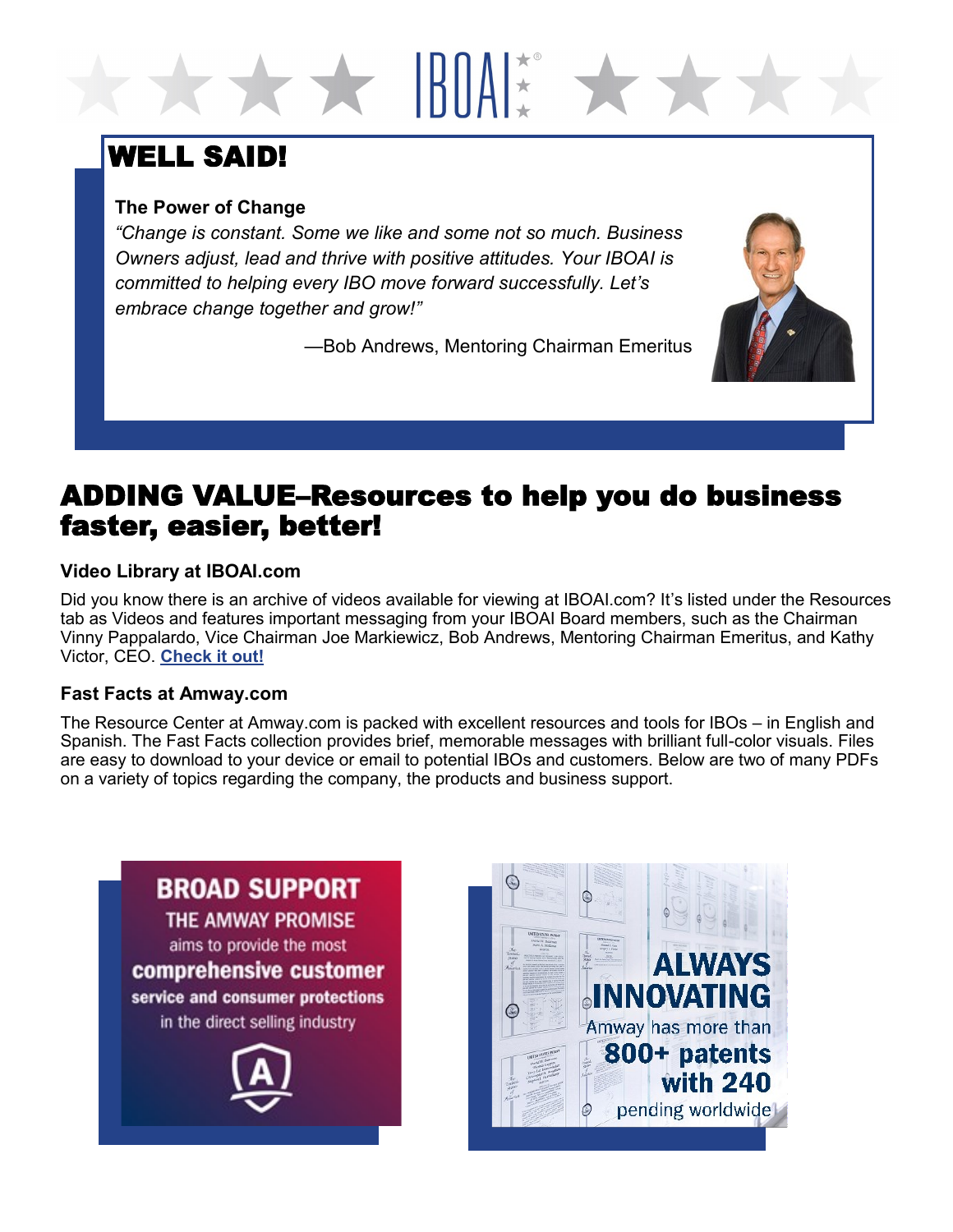# WELL SAID!

### The Power of Change

*"Change is constant. Some we like and some not so much. Business Owners adjust, lead and thrive with positive attitudes. Your IBOAI is committed to helping every IBO move forward successfully. Let's embrace change together and grow!"*

—Bob Andrews, Mentoring Chairman Emeritus

# ADDING VALUE–Resources to help you do business faster, easier, better!

### Video Library at IBOAI.com

Did you know there is an archive of videos available for viewing at IBOAI.com? It's listed under the Resources tab as Videos and features important messaging from your IBOAI Board members, such as the Chairman Vinny Pappalardo, Vice Chairman Joe Markiewicz, Bob Andrews, Mentoring Chairman Emeritus, and Kathy Victor, CEO. **Check it out!**

### Fast Facts at Amway.com

The Resource Center at Amway.com is packed with excellent resources and tools for IBOs – in English and Spanish. The Fast Facts collection provides brief, memorable messages with brilliant full-color visuals. Files are easy to download to your device or email to potential IBOs and customers. Below are two of many PDFs on a variety of topics regarding the company, the products and business support.

**BROAD SUPPORT**
THE AMWAY PROMISE aims to provide the most **comprehensive customer service and consumer protections** in the direct selling industry

**ALWAYS INNOVATING**
Amway has more than **800+ patents with 240** pending worldwide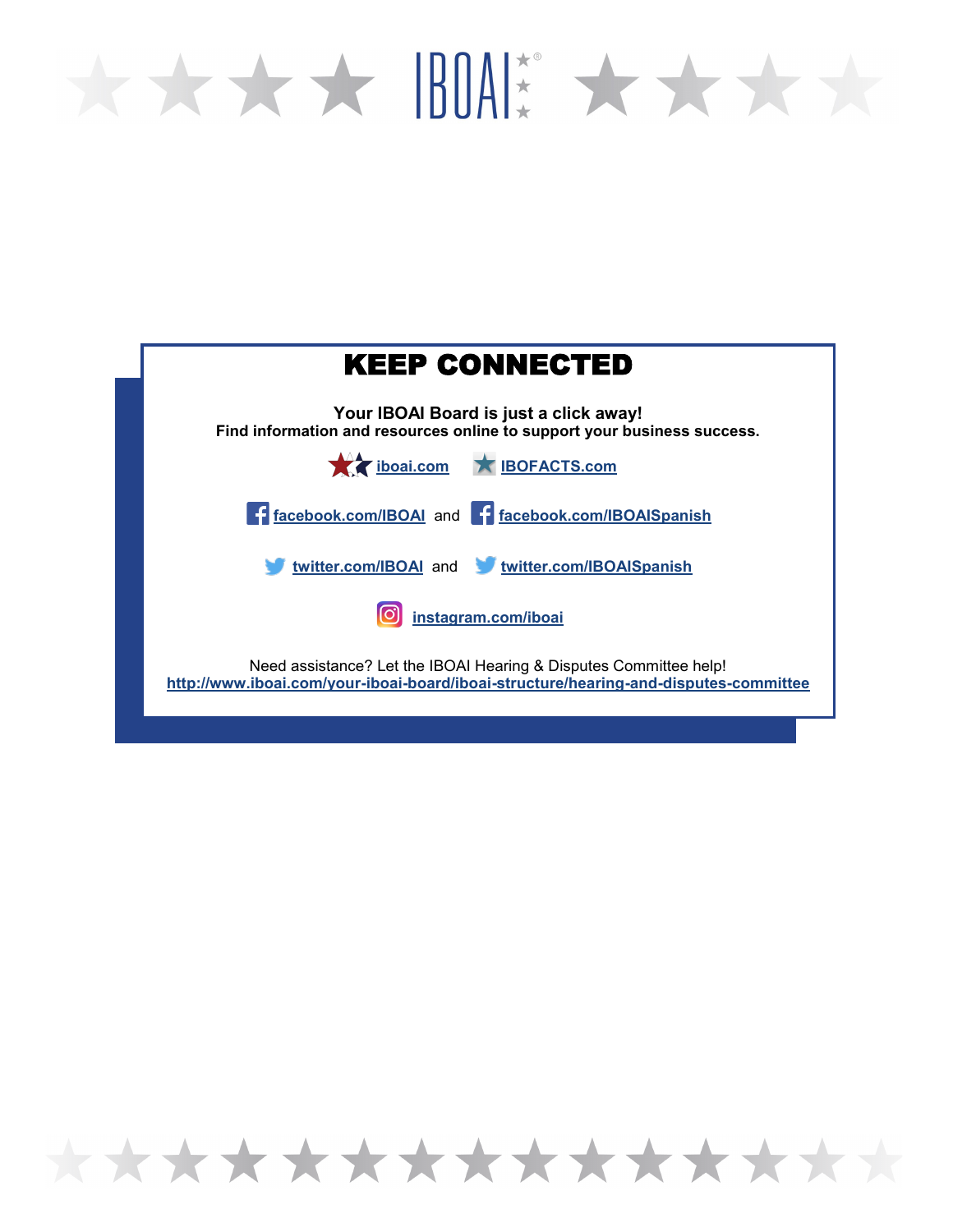# KEEP CONNECTED

**Your IBOAI Board is just a click away!**
**Find information and resources online to support your business success.**

iboai.com IBOFACTS.com

facebook.com/IBOAI and facebook.com/IBOAISpanish

twitter.com/IBOAI and twitter.com/IBOAISpanish

instagram.com/iboai

Need assistance? Let the IBOAI Hearing & Disputes Committee help!
http://www.iboai.com/your-iboai-board/iboai-structure/hearing-and-disputes-committee